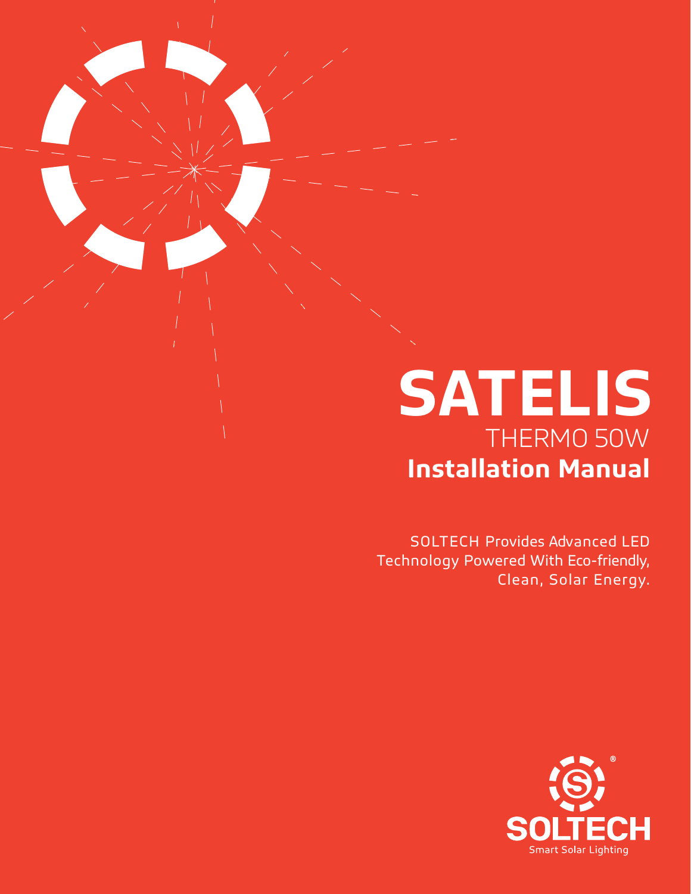# SATELIS

## THERMO 50W

## Installation Manual

SOLTECH Provides Advanced LED Technology Powered With Eco-friendly, Clean, Solar Energy.

SOLTECH®
Smart Solar Lighting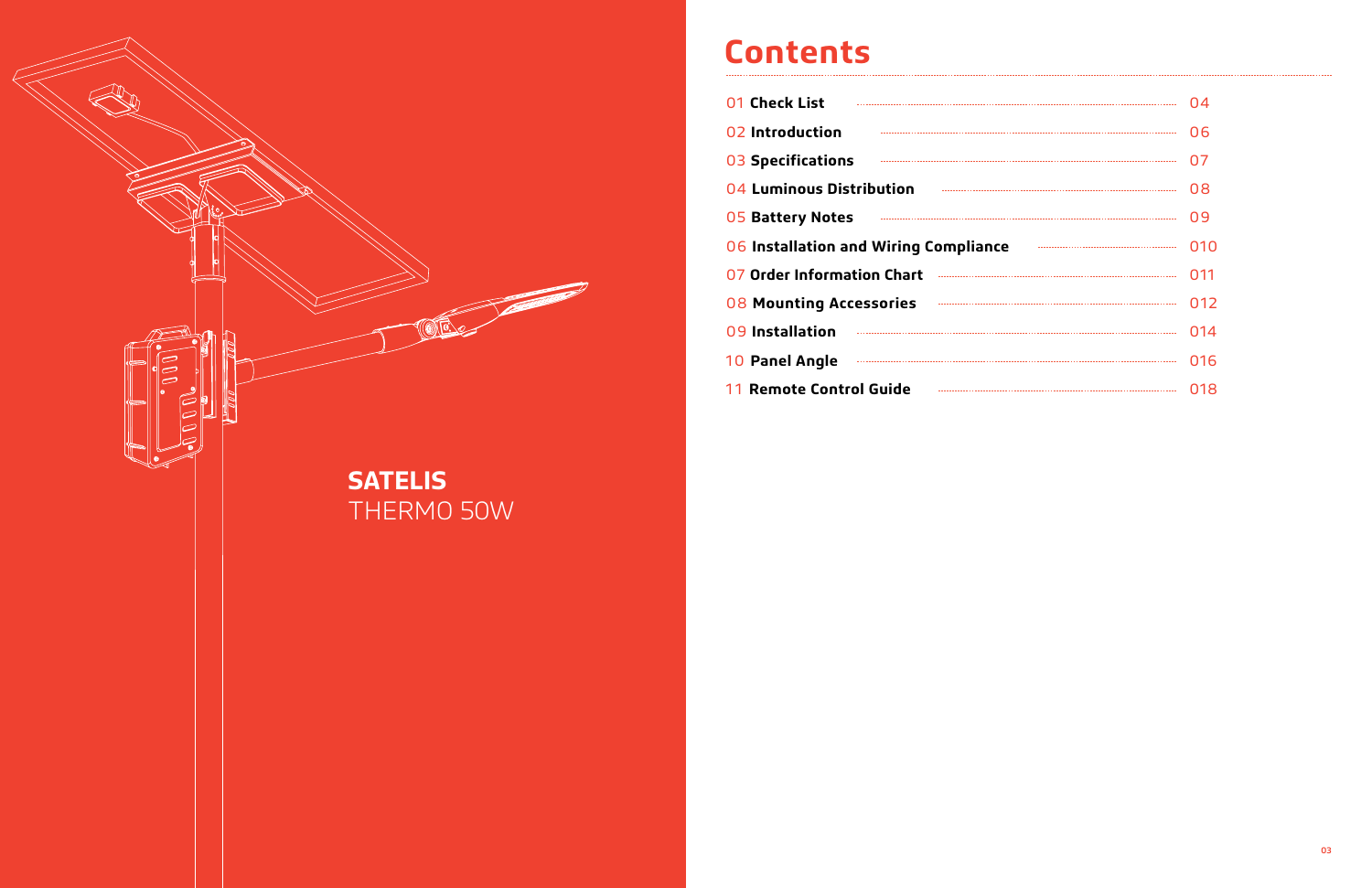**SATELIS**
THERMO 50W

# Contents

| | |
|---|---|
| 01 **Check List** | 04 |
| 02 **Introduction** | 06 |
| 03 **Specifications** | 07 |
| 04 **Luminous Distribution** | 08 |
| 05 **Battery Notes** | 09 |
| 06 **Installation and Wiring Compliance** | 010 |
| 07 **Order Information Chart** | 011 |
| 08 **Mounting Accessories** | 012 |
| 09 **Installation** | 014 |
| 10 **Panel Angle** | 016 |
| 11 **Remote Control Guide** | 018 |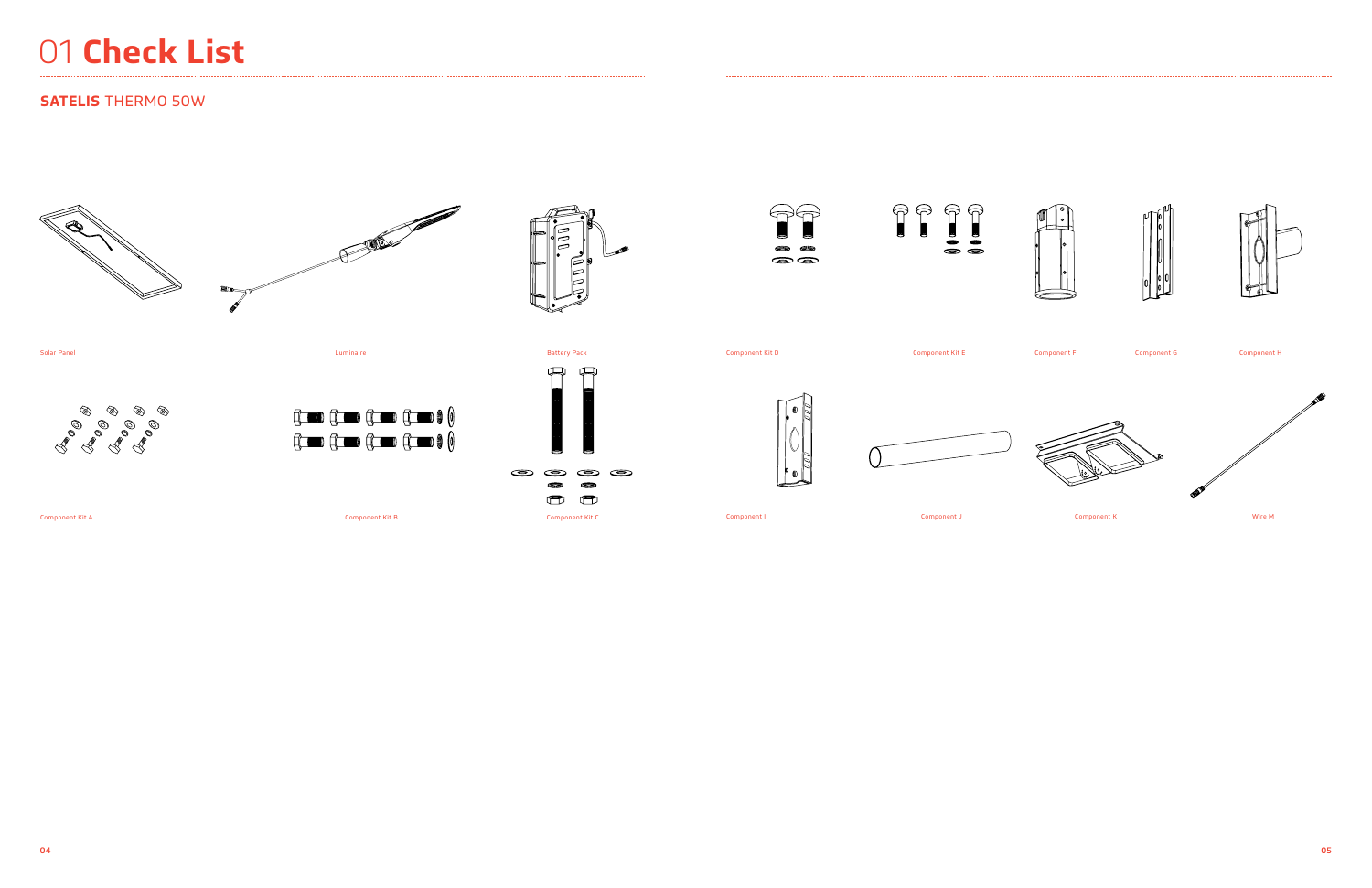# 01 **Check List**

## **SATELIS** THERMO 50W

Solar Panel

Luminaire

Battery Pack

Component Kit D

Component Kit E

Component F

Component G

Component H

Component Kit A

Component Kit B

Component Kit C

Component I

Component J

Component K

Wire M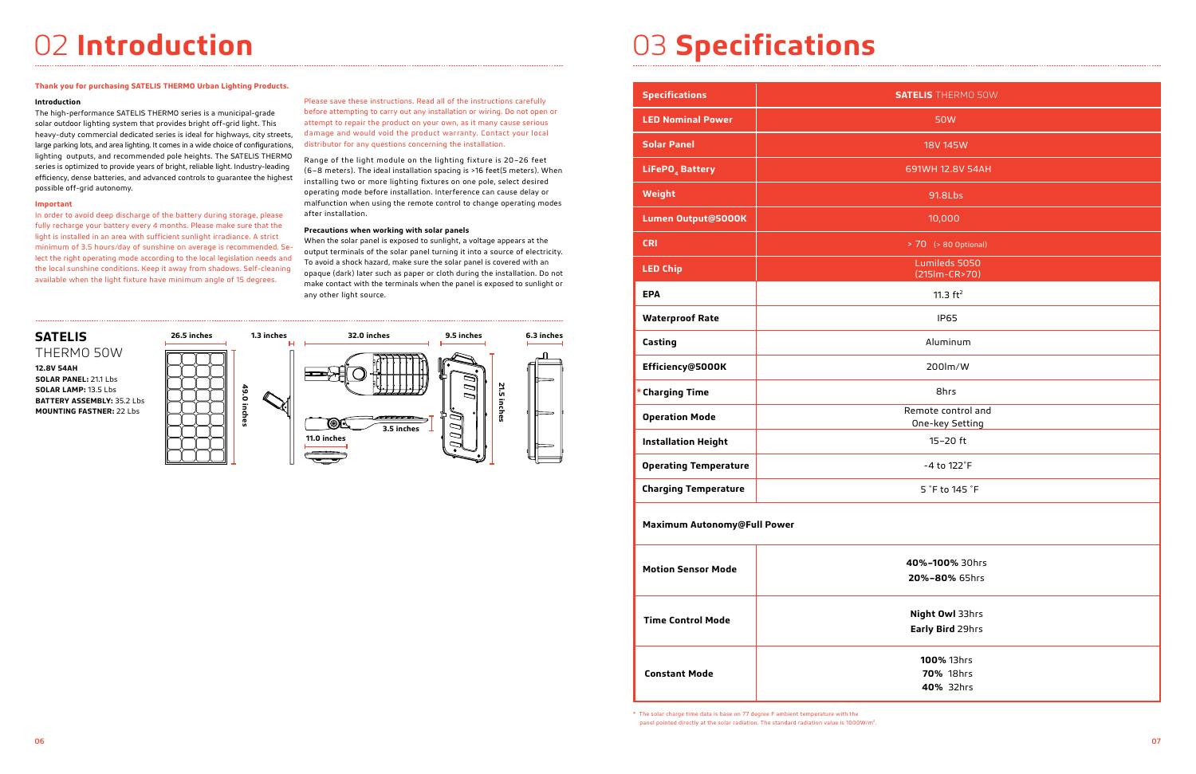# 02 Introduction

**Thank you for purchasing SATELIS THERMO Urban Lighting Products.**

**Introduction**

The high-performance SATELIS THERMO series is a municipal-grade solar outdoor lighting system that provides bright off-grid light. This heavy-duty commercial dedicated series is ideal for highways, city streets, large parking lots, and area lighting. It comes in a wide choice of configurations, lighting outputs, and recommended pole heights. The SATELIS THERMO series is optimized to provide years of bright, reliable light. Industry-leading efficiency, dense batteries, and advanced controls to guarantee the highest possible off-grid autonomy.

**Important**

In order to avoid deep discharge of the battery during storage, please fully recharge your battery every 4 months. Please make sure that the light is installed in an area with sufficient sunlight irradiance. A strict minimum of 3.5 hours/day of sunshine on average is recommended. Select the right operating mode according to the local legislation needs and the local sunshine conditions. Keep it away from shadows. Self-cleaning available when the light fixture have minimum angle of 15 degrees.

Please save these instructions. Read all of the instructions carefully before attempting to carry out any installation or wiring. Do not open or attempt to repair the product on your own, as it many cause serious damage and would void the product warranty. Contact your local distributor for any questions concerning the installation.

Range of the light module on the lighting fixture is 20–26 feet (6–8 meters). The ideal installation spacing is >16 feet(5 meters). When installing two or more lighting fixtures on one pole, select desired operating mode before installation. Interference can cause delay or malfunction when using the remote control to change operating modes after installation.

**Precautions when working with solar panels**

When the solar panel is exposed to sunlight, a voltage appears at the output terminals of the solar panel turning it into a source of electricity. To avoid a shock hazard, make sure the solar panel is covered with an opaque (dark) later such as paper or cloth during the installation. Do not make contact with the terminals when the panel is exposed to sunlight or any other light source.

## SATELIS THERMO 50W

**12.8V 54AH**
**SOLAR PANEL:** 21.1 Lbs
**SOLAR LAMP:** 13.5 Lbs
**BATTERY ASSEMBLY:** 35.2 Lbs
**MOUNTING FASTNER:** 22 Lbs

26.5 inches
49.0 inches
1.3 inches
32.0 inches
11.0 inches
3.5 inches
9.5 inches
21.5 inches
6.3 inches

# 03 Specifications

| Specifications | SATELIS THERMO 50W |
|---|---|
| LED Nominal Power | 50W |
| Solar Panel | 18V 145W |
| $LiFePO_4$ Battery | 691WH 12.8V 54AH |
| Weight | 91.8Lbs |
| Lumen Output@5000K | 10,000 |
| CRI | > 70 (> 80 Optional) |
| LED Chip | Lumileds 5050 (215lm-CR>70) |
| EPA | 11.3 $ft^2$ |
| Waterproof Rate | IP65 |
| Casting | Aluminum |
| Efficiency@5000K | 200lm/W |
| *Charging Time | 8hrs |
| Operation Mode | Remote control and One-key Setting |
| Installation Height | 15–20 ft |
| Operating Temperature | -4 to 122˚F |
| Charging Temperature | 5 ˚F to 145 ˚F |
| **Maximum Autonomy@Full Power** | |
| Motion Sensor Mode | **40%–100%** 30hrs<br>**20%–80%** 65hrs |
| Time Control Mode | **Night Owl** 33hrs<br>**Early Bird** 29hrs |
| Constant Mode | **100%** 13hrs<br>**70%** 18hrs<br>**40%** 32hrs |

* The solar charge time data is base on 77 degree F ambient temperature with the panel pointed directly at the solar radiation. The standard radiation value is 1000W/m².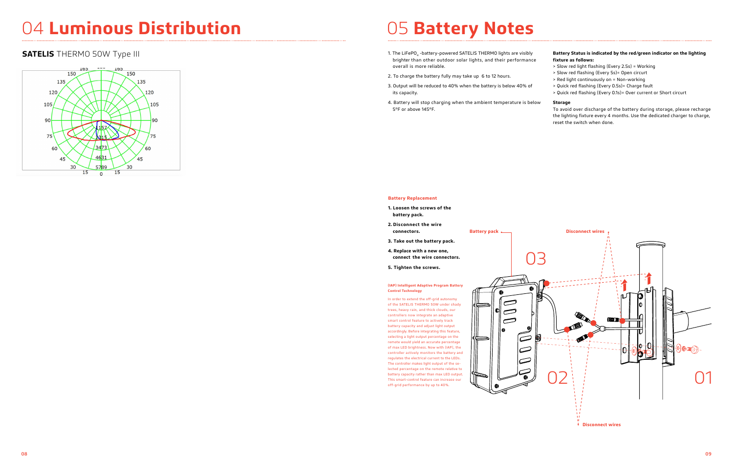# 04 **Luminous Distribution**

## **SATELIS** THERMO 50W Type III

# 05 **Battery Notes**

1. The $LiFePO_4$ -battery-powered SATELIS THERMO lights are visibly brighter than other outdoor solar lights, and their performance overall is more reliable.
2. To charge the battery fully may take up 6 to 12 hours.
3. Output will be reduced to 40% when the battery is below 40% of its capacity.
4. Battery will stop charging when the ambient temperature is below 5°F or above 145°F.

**Battery Status is indicated by the red/green indicator on the lighting fixture as follows:**

> Slow red light flashing (Every 2.5s) = Working
> Slow red flashing (Every 5s)= Open circurt
> Red light continuously on = Non-working
> Quick red flashing (Every 0.5s)= Charge fault
> Quick red flashing (Every 0.1s)= Over current or Short circurt

**Storage**

To avoid over discharge of the battery during storage, please recharge the lighting fixture every 4 months. Use the dedicated charger to charge, reset the switch when done.

**Battery Replacement**

1. **Loosen the screws of the battery pack.**
2. **Disconnect the wire connectors.**
3. **Take out the battery pack.**
4. **Replace with a new one, connect the wire connectors.**
5. **Tighten the screws.**

**(IAP) Intelligent Adaptive Program Battery Control Technology**

In order to extend the off-grid autonomy of the SATELIS THERMO 50W under shady trees, heavy rain, and thick clouds, our controllers now integrate an adaptive smart control feature to actively track battery capacity and adjust light output accordingly. Before integrating this feature, selecting a light output percentage on the remote would yield an accurate percentage of max LED brightness. Now with (IAP), the controller actively monitors the battery and regulates the electrical current to the LEDs. The controller makes light output of the selected percentage on the remote relative to battery capacity rather than max LED output. This smart-control feature can increase our off-grid performance by up to 40%.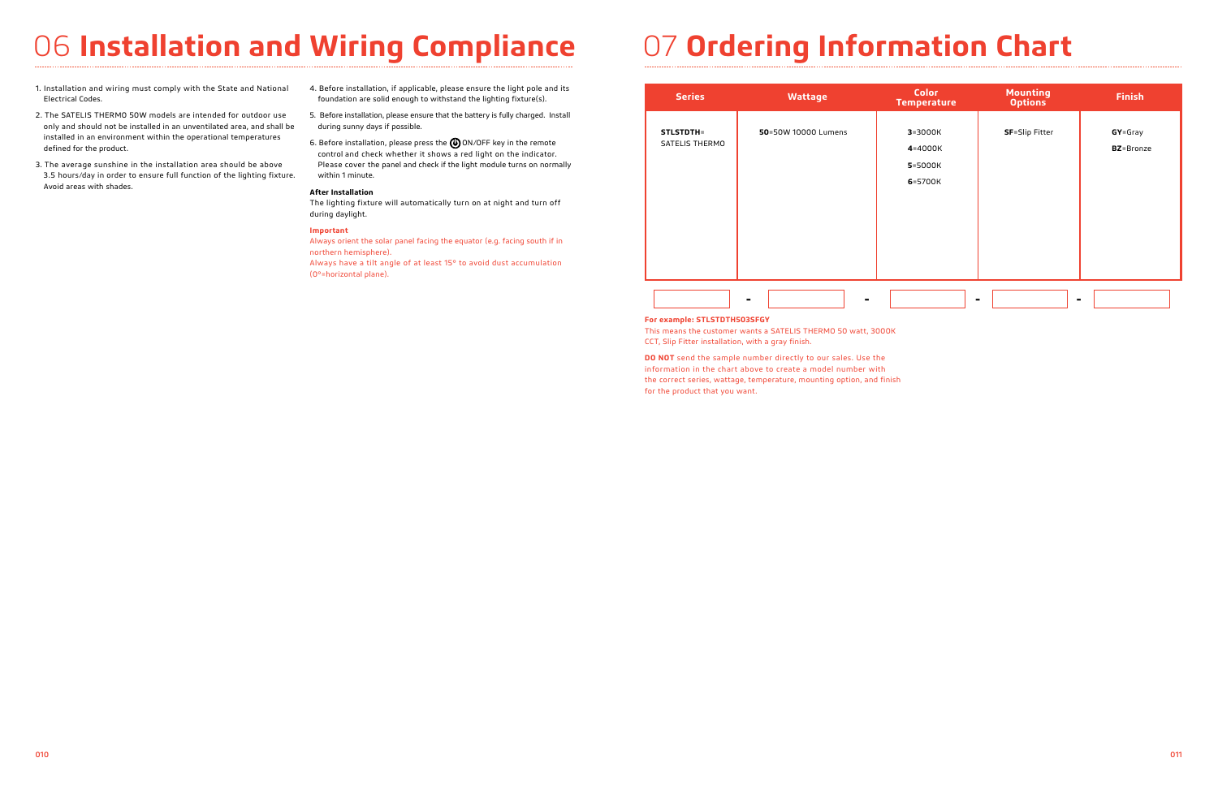# 06 **Installation and Wiring Compliance**

1. Installation and wiring must comply with the State and National Electrical Codes.
2. The SATELIS THERMO 50W models are intended for outdoor use only and should not be installed in an unventilated area, and shall be installed in an environment within the operational temperatures defined for the product.
3. The average sunshine in the installation area should be above 3.5 hours/day in order to ensure full function of the lighting fixture. Avoid areas with shades.
4. Before installation, if applicable, please ensure the light pole and its foundation are solid enough to withstand the lighting fixture(s).
5. Before installation, please ensure that the battery is fully charged. Install during sunny days if possible.
6. Before installation, please press the ⏻ ON/OFF key in the remote control and check whether it shows a red light on the indicator. Please cover the panel and check if the light module turns on normally within 1 minute.

**After Installation**

The lighting fixture will automatically turn on at night and turn off during daylight.

**Important**

Always orient the solar panel facing the equator (e.g. facing south if in northern hemisphere).
Always have a tilt angle of at least 15° to avoid dust accumulation (0°=horizontal plane).

# 07 **Ordering Information Chart**

| Series | Wattage | Color Temperature | Mounting Options | Finish |
|---|---|---|---|---|
| **STLSTDTH**= SATELIS THERMO | **50**=50W 10000 Lumens | **3**=3000K<br>**4**=4000K<br>**5**=5000K<br>**6**=5700K | **SF**=Slip Fitter | **GY**=Gray<br>**BZ**=Bronze |

☐ - ☐ - ☐ - ☐ - ☐

**For example: STLSTDTH503SFGY**

This means the customer wants a SATELIS THERMO 50 watt, 3000K CCT, Slip Fitter installation, with a gray finish.

**DO NOT** send the sample number directly to our sales. Use the information in the chart above to create a model number with the correct series, wattage, temperature, mounting option, and finish for the product that you want.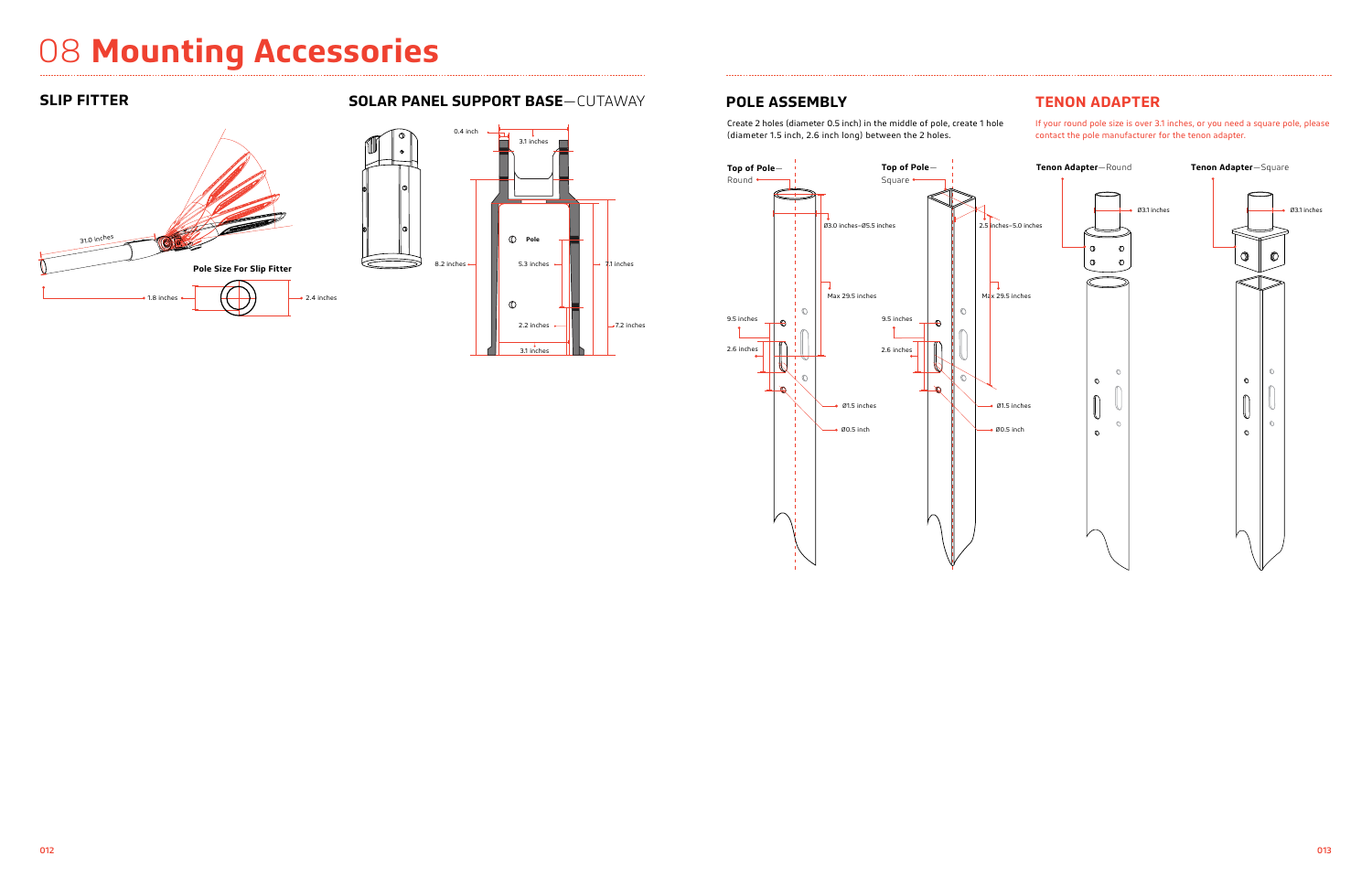# 08 **Mounting Accessories**

## SLIP FITTER

31.0 inches

**Pole Size For Slip Fitter**

1.8 inches

2.4 inches

## SOLAR PANEL SUPPORT BASE—CUTAWAY

0.4 inch

3.1 inches

Pole

8.2 inches

5.3 inches

7.1 inches

2.2 inches

7.2 inches

3.1 inches

## POLE ASSEMBLY

Create 2 holes (diameter 0.5 inch) in the middle of pole, create 1 hole (diameter 1.5 inch, 2.6 inch long) between the 2 holes.

**Top of Pole**—Round

Ø3.0 inches–Ø5.5 inches

Max 29.5 inches

9.5 inches

2.6 inches

Ø1.5 inches

Ø0.5 inch

**Top of Pole**—Square

2.5 inches–5.0 inches

Max 29.5 inches

9.5 inches

2.6 inches

Ø1.5 inches

Ø0.5 inch

## TENON ADAPTER

If your round pole size is over 3.1 inches, or you need a square pole, please contact the pole manufacturer for the tenon adapter.

**Tenon Adapter**—Round

Ø3.1 inches

**Tenon Adapter**—Square

Ø3.1 inches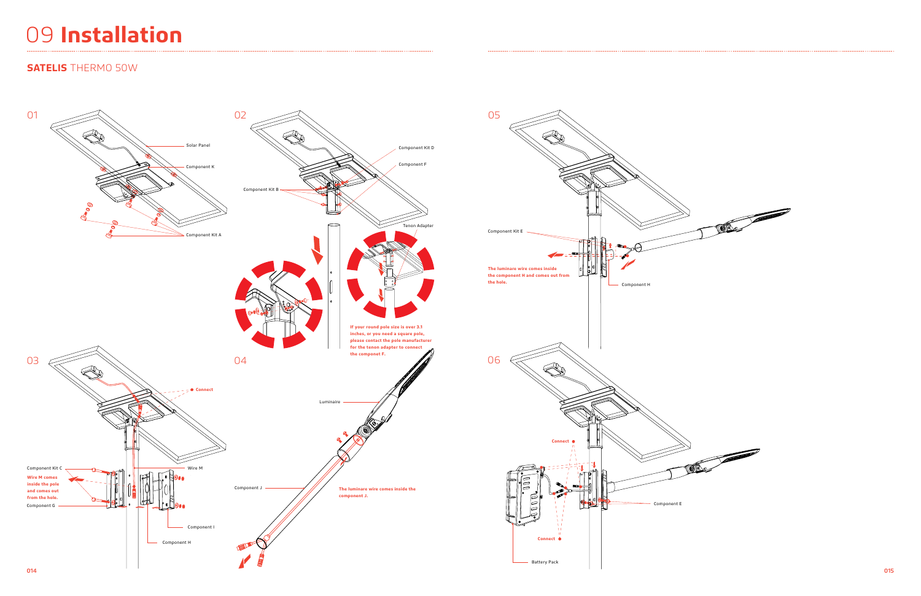# 09 **Installation**

## **SATELIS** THERMO 50W

01

Solar Panel

Component K

Component Kit A

02

Component Kit D

Component F

Component Kit B

Tenon Adapter

**If your round pole size is over 3.1 inches, or you need a square pole, please contact the pole manufacturer for the tenon adapter to connect the componet F.**

03

Connect

Component Kit C

**Wire M comes inside the pole and comes out from the hole.**

Component G

Wire M

Component I

Component H

04

Luminaire

Component J

**The luminare wire comes inside the component J.**

05

Component Kit E

**The luminare wire comes inside the component H and comes out from the hole.**

Component H

06

Connect

Component E

Connect

Battery Pack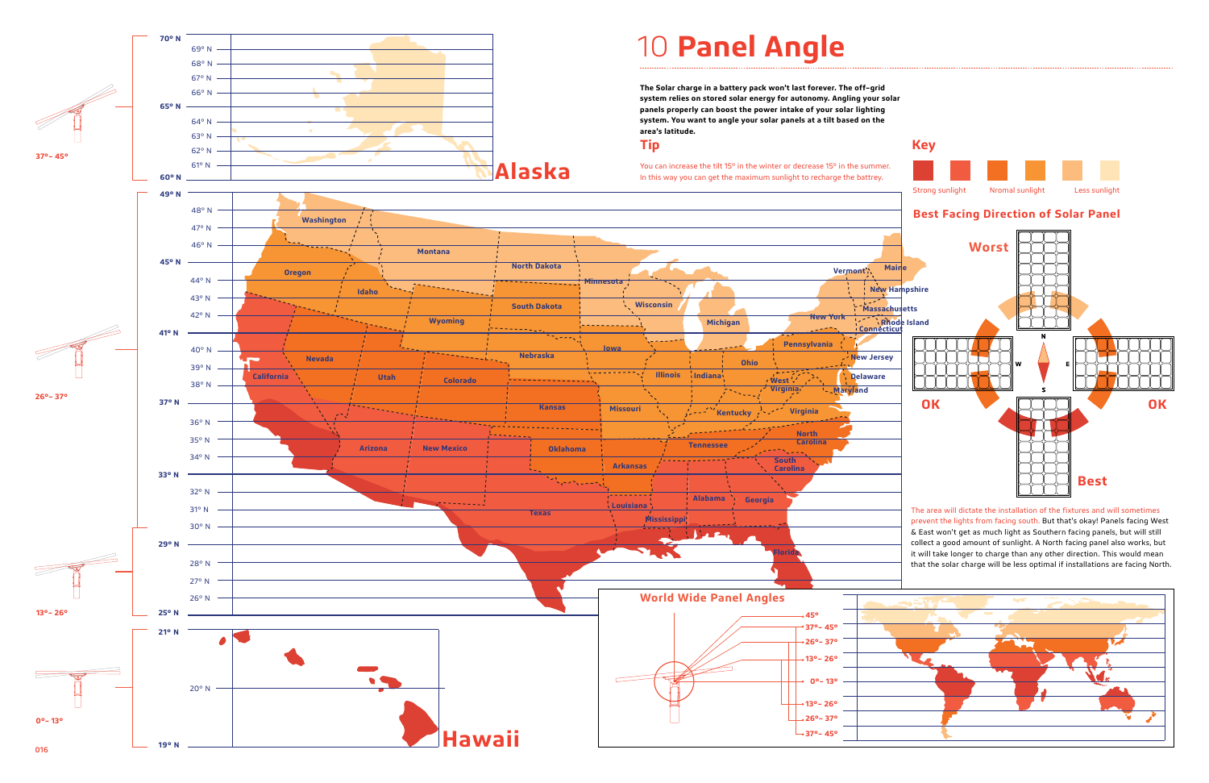# 10 **Panel Angle**

**The Solar charge in a battery pack won't last forever. The off-grid system relies on stored solar energy for autonomy. Angling your solar panels properly can boost the power intake of your solar lighting system. You want to angle your solar panels at a tilt based on the area's latitude.**

## Tip

You can increase the tilt 15º in the winter or decrease 15º in the summer. In this way you can get the maximum sunlight to recharge the battrey.

## Key

Strong sunlight — Nromal sunlight — Less sunlight

## Best Facing Direction of Solar Panel

Worst (N) — OK (W) — OK (E) — Best (S)

The area will dictate the installation of the fixtures and will sometimes prevent the lights from facing south. But that's okay! Panels facing West & East won't get as much light as Southern facing panels, but will still collect a good amount of sunlight. A North facing panel also works, but it will take longer to charge than any other direction. This would mean that the solar charge will be less optimal if installations are facing North.

| Latitude | Panel Angle |
|---|---|
| 60º N – 70º N (Alaska) | 37º– 45º |
| 41º N – 49º N | 37º– 45º |
| 33º N – 41º N | 26º– 37º |
| 25º N – 33º N | 13º– 26º |
| 19º N – 21º N (Hawaii) | 0º– 13º |

## World Wide Panel Angles

- 45º
- 37º– 45º
- 26º– 37º
- 13º– 26º
- 0º– 13º
- 13º– 26º
- 26º– 37º
- 37º– 45º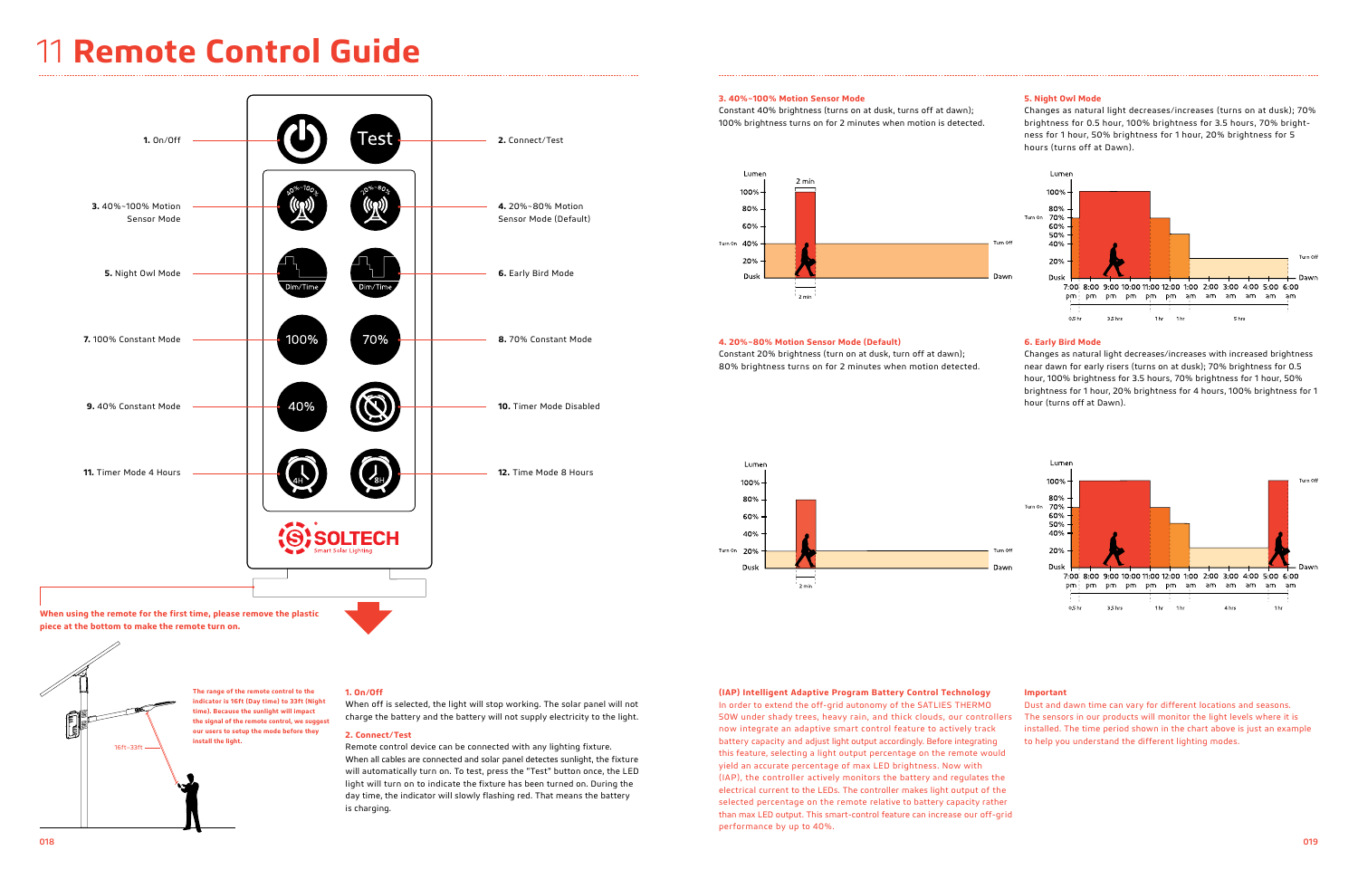# 11 Remote Control Guide

1. On/Off
2. Connect/Test
3. 40%~100% Motion Sensor Mode
4. 20%~80% Motion Sensor Mode (Default)
5. Night Owl Mode
6. Early Bird Mode
7. 100% Constant Mode
8. 70% Constant Mode
9. 40% Constant Mode
10. Timer Mode Disabled
11. Timer Mode 4 Hours
12. Time Mode 8 Hours

**When using the remote for the first time, please remove the plastic piece at the bottom to make the remote turn on.**

**The range of the remote control to the indicator is 16ft (Day time) to 33ft (Night time). Because the sunlight will impact the signal of the remote control, we suggest our users to setup the mode before they install the light.**

16ft~33ft

### 1. On/Off

When off is selected, the light will stop working. The solar panel will not charge the battery and the battery will not supply electricity to the light.

### 2. Connect/Test

Remote control device can be connected with any lighting fixture. When all cables are connected and solar panel detects sunlight, the fixture will automatically turn on. To test, press the "Test" button once, the LED light will turn on to indicate the fixture has been turned on. During the day time, the indicator will slowly flashing red. That means the battery is charging.

### 3. 40%~100% Motion Sensor Mode

Constant 40% brightness (turns on at dusk, turns off at dawn); 100% brightness turns on for 2 minutes when motion is detected.

### 4. 20%~80% Motion Sensor Mode (Default)

Constant 20% brightness (turn on at dusk, turn off at dawn); 80% brightness turns on for 2 minutes when motion detected.

### 5. Night Owl Mode

Changes as natural light decreases/increases (turns on at dusk); 70% brightness for 0.5 hour, 100% brightness for 3.5 hours, 70% brightness for 1 hour, 50% brightness for 1 hour, 20% brightness for 5 hours (turns off at Dawn).

### 6. Early Bird Mode

Changes as natural light decreases/increases with increased brightness near dawn for early risers (turns on at dusk); 70% brightness for 0.5 hour, 100% brightness for 3.5 hours, 70% brightness for 1 hour, 50% brightness for 1 hour, 20% brightness for 4 hours, 100% brightness for 1 hour (turns off at Dawn).

### (IAP) Intelligent Adaptive Program Battery Control Technology

In order to extend the off-grid autonomy of the SATLIES THERMO 50W under shady trees, heavy rain, and thick clouds, our controllers now integrate an adaptive smart control feature to actively track battery capacity and adjust light output accordingly. Before integrating this feature, selecting a light output percentage on the remote would yield an accurate percentage of max LED brightness. Now with (IAP), the controller actively monitors the battery and regulates the electrical current to the LEDs. The controller makes light output of the selected percentage on the remote relative to battery capacity rather than max LED output. This smart-control feature can increase our off-grid performance by up to 40%.

### Important

Dust and dawn time can vary for different locations and seasons. The sensors in our products will monitor the light levels where it is installed. The time period shown in the chart above is just an example to help you understand the different lighting modes.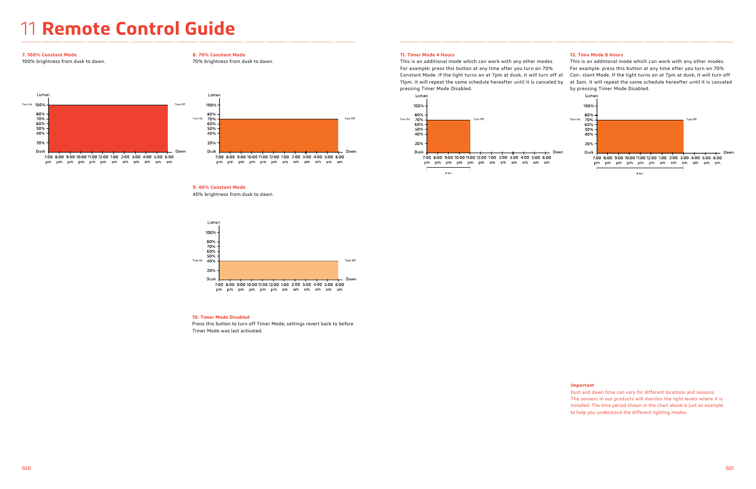# 11 Remote Control Guide

**7. 100% Constant Mode**

100% brightness from dusk to dawn.

**8. 70% Constant Mode**

70% brightness from dusk to dawn.

**9. 40% Constant Mode**

40% brightness from dusk to dawn.

**10. Timer Mode Disabled**

Press this button to turn off Timer Mode; settings revert back to before Timer Mode was last activated.

**11. Timer Mode 4 Hours**

This is an additional mode which can work with any other modes. For example: press this button at any time after you turn on 70% Constant Mode. If the light turns on at 7pm at dusk, it will turn off at 11pm. It will repeat the same schedule hereafter until it is canceled by pressing Timer Mode Disabled.

**12. Time Mode 8 Hours**

This is an additional mode which can work with any other modes. For example: press this button at any time after you turn on 70% Con- stant Mode. If the light turns on at 7pm at dusk, it will turn off at 3am. It will repeat the same schedule hereafter until it is canceled by pressing Timer Mode Disabled.

**Important**

Dust and dawn time can vary for different locations and seasons. The sensors in our products will monitor the light levels where it is installed. The time period shown in the chart above is just an example to help you understand the different lighting modes.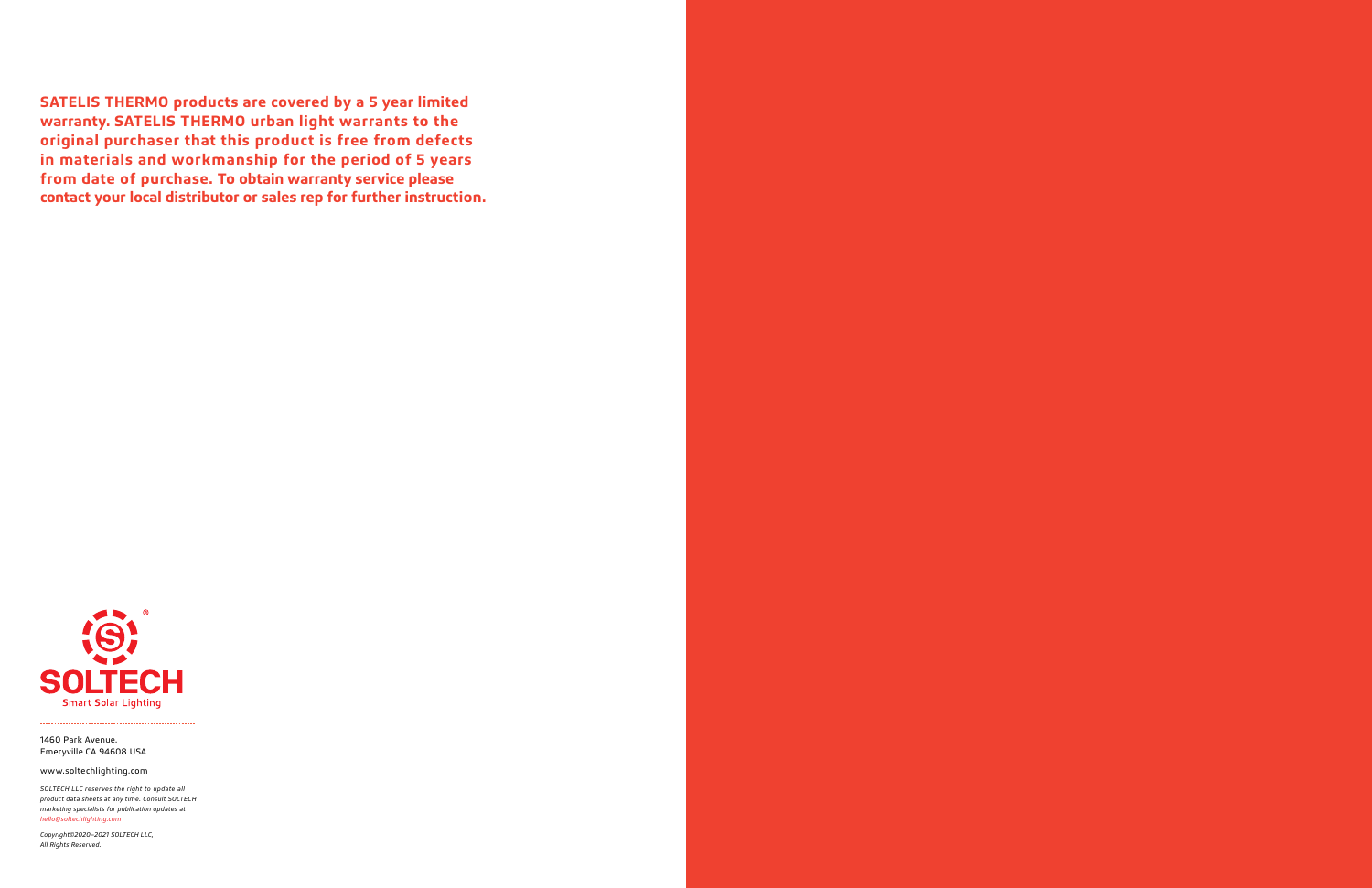**SATELIS THERMO products are covered by a 5 year limited warranty. SATELIS THERMO urban light warrants to the original purchaser that this product is free from defects in materials and workmanship for the period of 5 years from date of purchase. To obtain warranty service please contact your local distributor or sales rep for further instruction.**

SOLTECH®
Smart Solar Lighting

1460 Park Avenue.
Emeryville CA 94608 USA

www.soltechlighting.com

*SOLTECH LLC reserves the right to update all product data sheets at any time. Consult SOLTECH marketing specialists for publication updates at hello@soltechlighting.com*

*Copyright©2020–2021 SOLTECH LLC, All Rights Reserved.*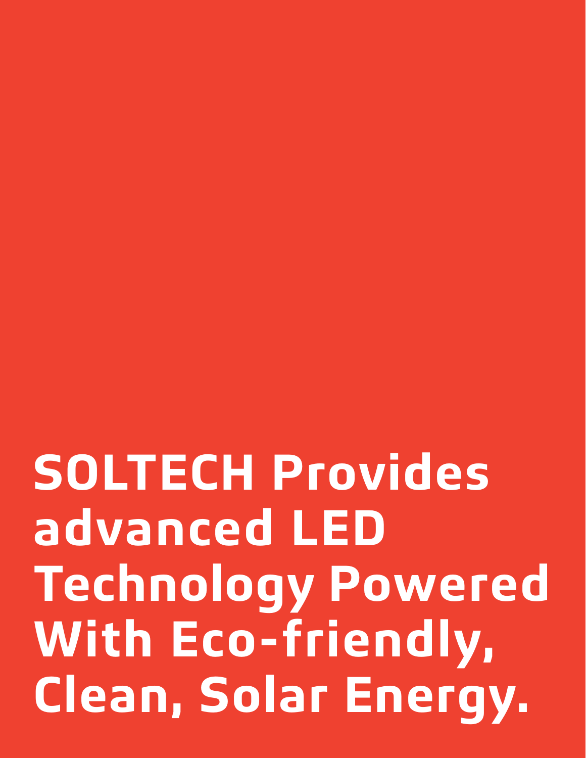**SOLTECH Provides advanced LED Technology Powered With Eco-friendly, Clean, Solar Energy.**